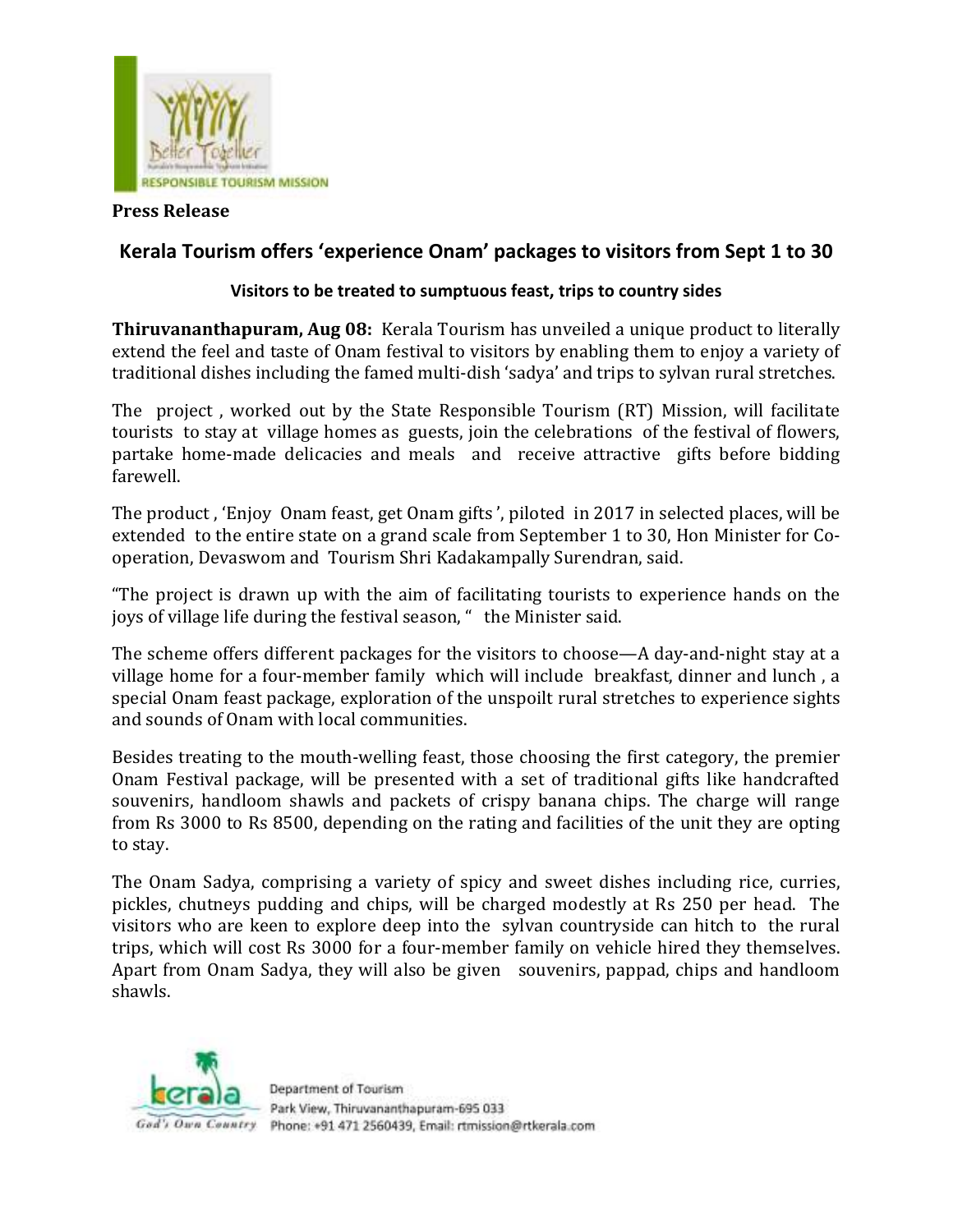**Press Release**

# Kerala Tourism offers 'experience Onam' packages to visitors from Sept 1 to 30

### Visitors to be treated to sumptuous feast, trips to country sides

**Thiruvananthapuram, Aug 08:** Kerala Tourism has unveiled a unique product to literally extend the feel and taste of Onam festival to visitors by enabling them to enjoy a variety of traditional dishes including the famed multi-dish 'sadya' and trips to sylvan rural stretches.

The project , worked out by the State Responsible Tourism (RT) Mission, will facilitate tourists to stay at village homes as guests, join the celebrations of the festival of flowers, partake home-made delicacies and meals and receive attractive gifts before bidding farewell.

The product , 'Enjoy Onam feast, get Onam gifts ', piloted in 2017 in selected places, will be extended to the entire state on a grand scale from September 1 to 30, Hon Minister for Co-operation, Devaswom and Tourism Shri Kadakampally Surendran, said.

"The project is drawn up with the aim of facilitating tourists to experience hands on the joys of village life during the festival season, " the Minister said.

The scheme offers different packages for the visitors to choose—A day-and-night stay at a village home for a four-member family which will include breakfast, dinner and lunch , a special Onam feast package, exploration of the unspoilt rural stretches to experience sights and sounds of Onam with local communities.

Besides treating to the mouth-welling feast, those choosing the first category, the premier Onam Festival package, will be presented with a set of traditional gifts like handcrafted souvenirs, handloom shawls and packets of crispy banana chips. The charge will range from Rs 3000 to Rs 8500, depending on the rating and facilities of the unit they are opting to stay.

The Onam Sadya, comprising a variety of spicy and sweet dishes including rice, curries, pickles, chutneys pudding and chips, will be charged modestly at Rs 250 per head. The visitors who are keen to explore deep into the sylvan countryside can hitch to the rural trips, which will cost Rs 3000 for a four-member family on vehicle hired they themselves. Apart from Onam Sadya, they will also be given souvenirs, pappad, chips and handloom shawls.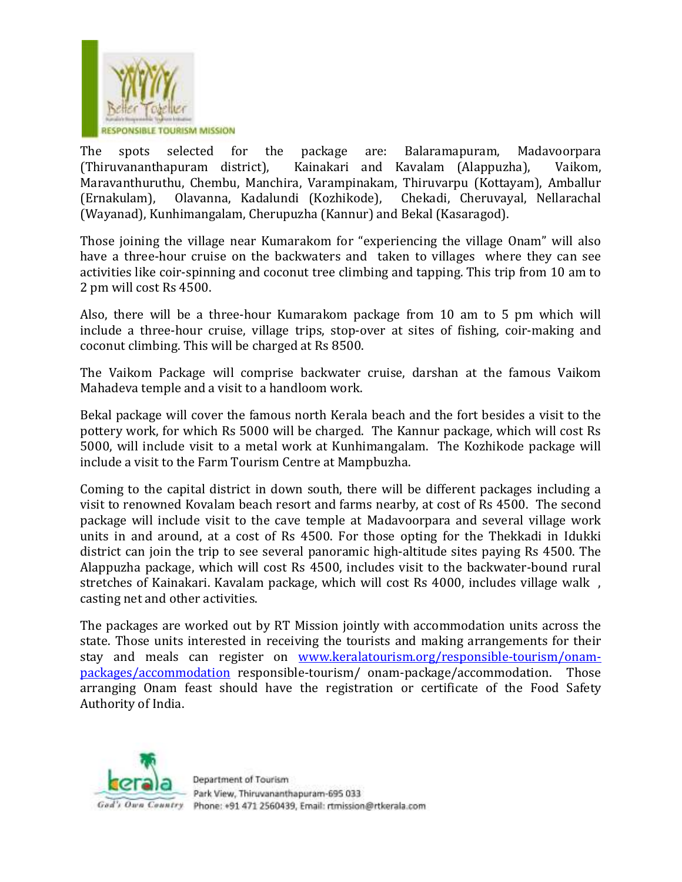The spots selected for the package are: Balaramapuram, Madavoorpara (Thiruvananthapuram district), Kainakari and Kavalam (Alappuzha), Vaikom, Maravanthuruthu, Chembu, Manchira, Varampinakam, Thiruvarpu (Kottayam), Amballur (Ernakulam), Olavanna, Kadalundi (Kozhikode), Chekadi, Cheruvayal, Nellarachal (Wayanad), Kunhimangalam, Cherupuzha (Kannur) and Bekal (Kasaragod).

Those joining the village near Kumarakom for "experiencing the village Onam" will also have a three-hour cruise on the backwaters and taken to villages where they can see activities like coir-spinning and coconut tree climbing and tapping. This trip from 10 am to 2 pm will cost Rs 4500.

Also, there will be a three-hour Kumarakom package from 10 am to 5 pm which will include a three-hour cruise, village trips, stop-over at sites of fishing, coir-making and coconut climbing. This will be charged at Rs 8500.

The Vaikom Package will comprise backwater cruise, darshan at the famous Vaikom Mahadeva temple and a visit to a handloom work.

Bekal package will cover the famous north Kerala beach and the fort besides a visit to the pottery work, for which Rs 5000 will be charged. The Kannur package, which will cost Rs 5000, will include visit to a metal work at Kunhimangalam. The Kozhikode package will include a visit to the Farm Tourism Centre at Mampbuzha.

Coming to the capital district in down south, there will be different packages including a visit to renowned Kovalam beach resort and farms nearby, at cost of Rs 4500. The second package will include visit to the cave temple at Madavoorpara and several village work units in and around, at a cost of Rs 4500. For those opting for the Thekkadi in Idukki district can join the trip to see several panoramic high-altitude sites paying Rs 4500. The Alappuzha package, which will cost Rs 4500, includes visit to the backwater-bound rural stretches of Kainakari. Kavalam package, which will cost Rs 4000, includes village walk , casting net and other activities.

The packages are worked out by RT Mission jointly with accommodation units across the state. Those units interested in receiving the tourists and making arrangements for their stay and meals can register on www.keralatourism.org/responsible-tourism/onam-packages/accommodation responsible-tourism/ onam-package/accommodation. Those arranging Onam feast should have the registration or certificate of the Food Safety Authority of India.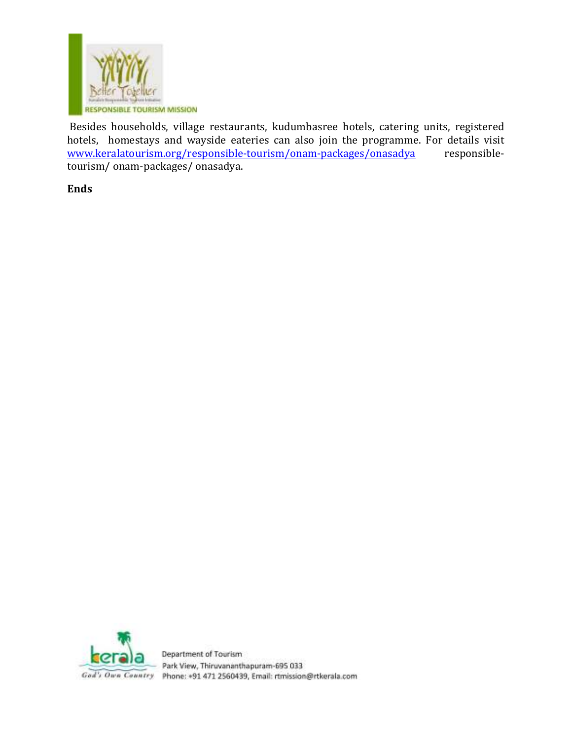Besides households, village restaurants, kudumbasree hotels, catering units, registered hotels, homestays and wayside eateries can also join the programme. For details visit www.keralatourism.org/responsible-tourism/onam-packages/onasadya responsible-tourism/ onam-packages/ onasadya.

**Ends**